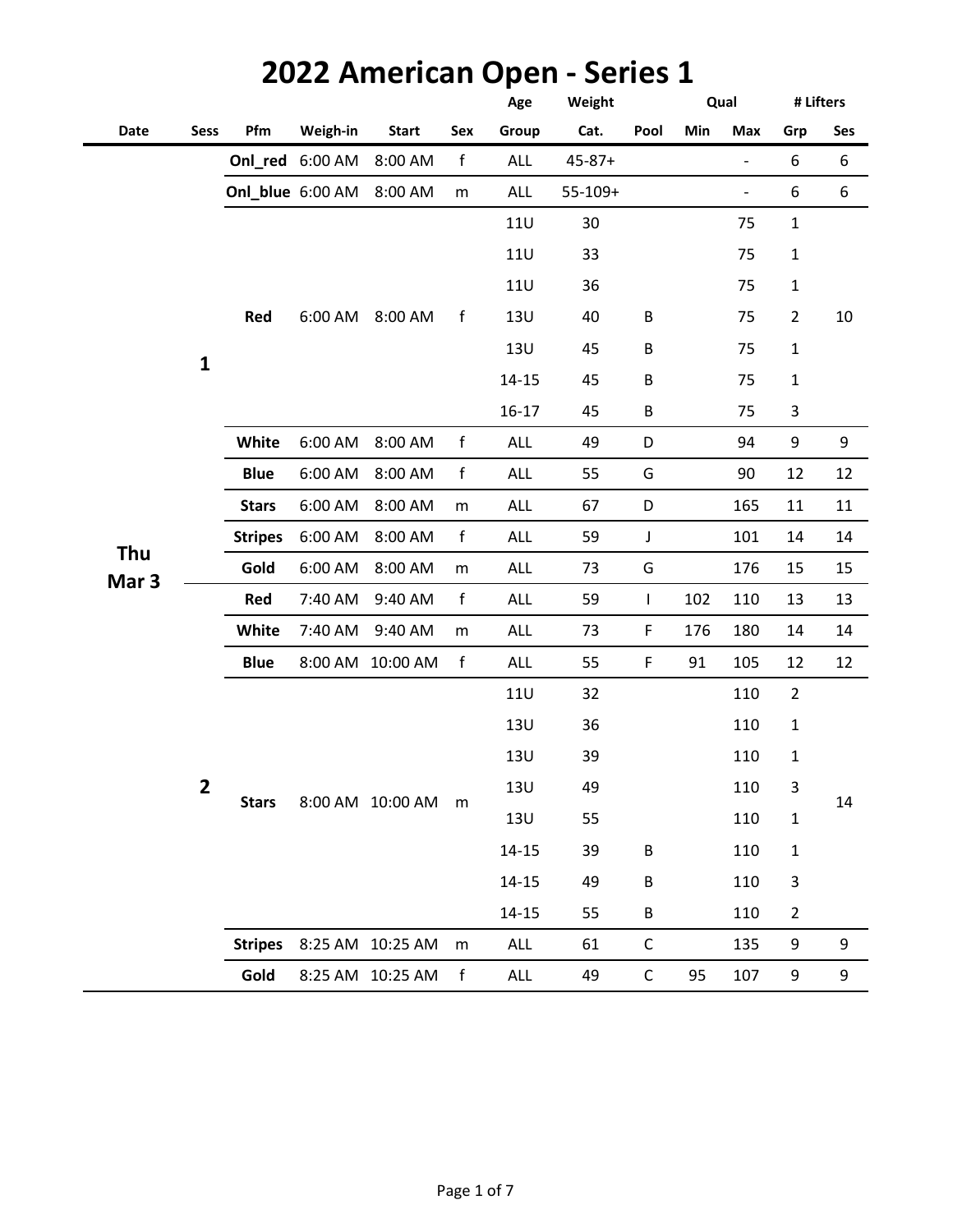# 2022 American Open - Series 1

| Date | Sess | Pfm | Weigh-in | Start | Sex | Age Group | Weight Cat. | Pool | Qual Min | Qual Max | # Lifters Grp | # Lifters Ses |
|---|---|---|---|---|---|---|---|---|---|---|---|---|
| Thu Mar 3 | 1 | Onl_red | 6:00 AM | 8:00 AM | f | ALL | 45-87+ | | | - | 6 | 6 |
| | | Onl_blue | 6:00 AM | 8:00 AM | m | ALL | 55-109+ | | | - | 6 | 6 |
| | | Red | 6:00 AM | 8:00 AM | f | 11U | 30 | | | 75 | 1 | 10 |
| | | | | | | 11U | 33 | | | 75 | 1 | |
| | | | | | | 11U | 36 | | | 75 | 1 | |
| | | | | | | 13U | 40 | B | | 75 | 2 | |
| | | | | | | 13U | 45 | B | | 75 | 1 | |
| | | | | | | 14-15 | 45 | B | | 75 | 1 | |
| | | | | | | 16-17 | 45 | B | | 75 | 3 | |
| | | White | 6:00 AM | 8:00 AM | f | ALL | 49 | D | | 94 | 9 | 9 |
| | | Blue | 6:00 AM | 8:00 AM | f | ALL | 55 | G | | 90 | 12 | 12 |
| | | Stars | 6:00 AM | 8:00 AM | m | ALL | 67 | D | | 165 | 11 | 11 |
| | | Stripes | 6:00 AM | 8:00 AM | f | ALL | 59 | J | | 101 | 14 | 14 |
| | | Gold | 6:00 AM | 8:00 AM | m | ALL | 73 | G | | 176 | 15 | 15 |
| | 2 | Red | 7:40 AM | 9:40 AM | f | ALL | 59 | I | 102 | 110 | 13 | 13 |
| | | White | 7:40 AM | 9:40 AM | m | ALL | 73 | F | 176 | 180 | 14 | 14 |
| | | Blue | 8:00 AM | 10:00 AM | f | ALL | 55 | F | 91 | 105 | 12 | 12 |
| | | Stars | 8:00 AM | 10:00 AM | m | 11U | 32 | | | 110 | 2 | 14 |
| | | | | | | 13U | 36 | | | 110 | 1 | |
| | | | | | | 13U | 39 | | | 110 | 1 | |
| | | | | | | 13U | 49 | | | 110 | 3 | |
| | | | | | | 13U | 55 | | | 110 | 1 | |
| | | | | | | 14-15 | 39 | B | | 110 | 1 | |
| | | | | | | 14-15 | 49 | B | | 110 | 3 | |
| | | | | | | 14-15 | 55 | B | | 110 | 2 | |
| | | Stripes | 8:25 AM | 10:25 AM | m | ALL | 61 | C | | 135 | 9 | 9 |
| | | Gold | 8:25 AM | 10:25 AM | f | ALL | 49 | C | 95 | 107 | 9 | 9 |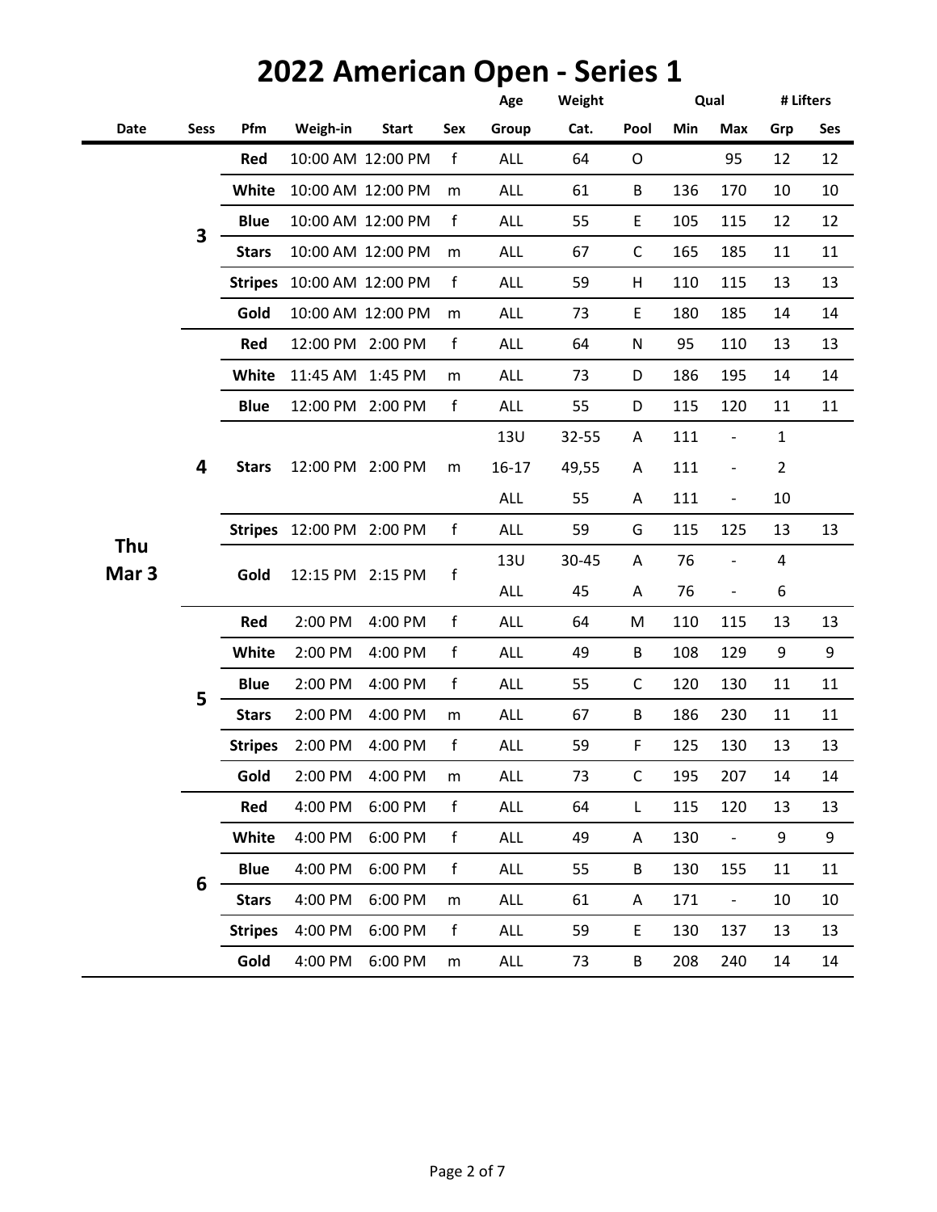# 2022 American Open - Series 1

| Date | Sess | Pfm | Weigh-in | Start | Sex | Age Group | Weight Cat. | Pool | Qual Min | Qual Max | # Lifters Grp | # Lifters Ses |
|---|---|---|---|---|---|---|---|---|---|---|---|---|
| Thu Mar 3 | 3 | Red | 10:00 AM | 12:00 PM | f | ALL | 64 | O | | 95 | 12 | 12 |
| | | White | 10:00 AM | 12:00 PM | m | ALL | 61 | B | 136 | 170 | 10 | 10 |
| | | Blue | 10:00 AM | 12:00 PM | f | ALL | 55 | E | 105 | 115 | 12 | 12 |
| | | Stars | 10:00 AM | 12:00 PM | m | ALL | 67 | C | 165 | 185 | 11 | 11 |
| | | Stripes | 10:00 AM | 12:00 PM | f | ALL | 59 | H | 110 | 115 | 13 | 13 |
| | | Gold | 10:00 AM | 12:00 PM | m | ALL | 73 | E | 180 | 185 | 14 | 14 |
| | 4 | Red | 12:00 PM | 2:00 PM | f | ALL | 64 | N | 95 | 110 | 13 | 13 |
| | | White | 11:45 AM | 1:45 PM | m | ALL | 73 | D | 186 | 195 | 14 | 14 |
| | | Blue | 12:00 PM | 2:00 PM | f | ALL | 55 | D | 115 | 120 | 11 | 11 |
| | | Stars | 12:00 PM | 2:00 PM | m | 13U | 32-55 | A | 111 | - | 1 | |
| | | | | | | 16-17 | 49,55 | A | 111 | - | 2 | |
| | | | | | | ALL | 55 | A | 111 | - | 10 | |
| | | Stripes | 12:00 PM | 2:00 PM | f | ALL | 59 | G | 115 | 125 | 13 | 13 |
| | | Gold | 12:15 PM | 2:15 PM | f | 13U | 30-45 | A | 76 | - | 4 | |
| | | | | | | ALL | 45 | A | 76 | - | 6 | |
| | 5 | Red | 2:00 PM | 4:00 PM | f | ALL | 64 | M | 110 | 115 | 13 | 13 |
| | | White | 2:00 PM | 4:00 PM | f | ALL | 49 | B | 108 | 129 | 9 | 9 |
| | | Blue | 2:00 PM | 4:00 PM | f | ALL | 55 | C | 120 | 130 | 11 | 11 |
| | | Stars | 2:00 PM | 4:00 PM | m | ALL | 67 | B | 186 | 230 | 11 | 11 |
| | | Stripes | 2:00 PM | 4:00 PM | f | ALL | 59 | F | 125 | 130 | 13 | 13 |
| | | Gold | 2:00 PM | 4:00 PM | m | ALL | 73 | C | 195 | 207 | 14 | 14 |
| | 6 | Red | 4:00 PM | 6:00 PM | f | ALL | 64 | L | 115 | 120 | 13 | 13 |
| | | White | 4:00 PM | 6:00 PM | f | ALL | 49 | A | 130 | - | 9 | 9 |
| | | Blue | 4:00 PM | 6:00 PM | f | ALL | 55 | B | 130 | 155 | 11 | 11 |
| | | Stars | 4:00 PM | 6:00 PM | m | ALL | 61 | A | 171 | - | 10 | 10 |
| | | Stripes | 4:00 PM | 6:00 PM | f | ALL | 59 | E | 130 | 137 | 13 | 13 |
| | | Gold | 4:00 PM | 6:00 PM | m | ALL | 73 | B | 208 | 240 | 14 | 14 |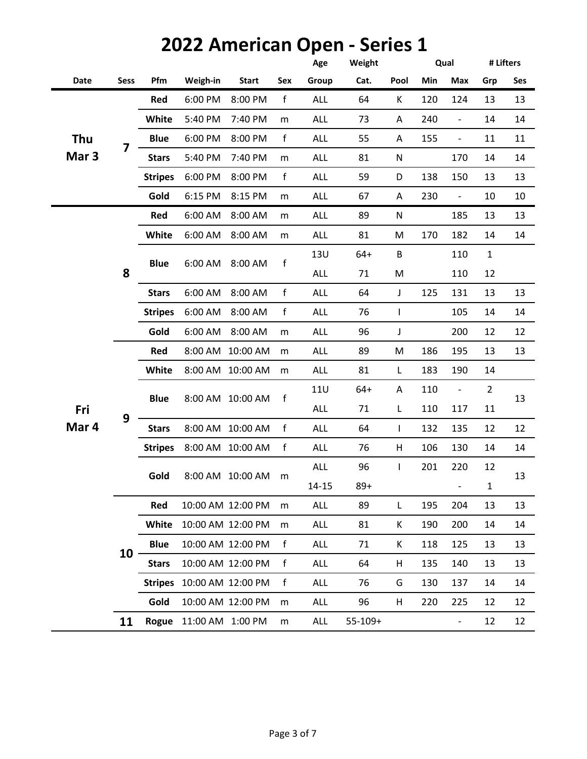# 2022 American Open - Series 1

| Date | Sess | Pfm | Weigh-in | Start | Sex | Age Group | Weight Cat. | Pool | Qual Min | Qual Max | # Lifters Grp | # Lifters Ses |
|---|---|---|---|---|---|---|---|---|---|---|---|---|
| Thu Mar 3 | 7 | Red | 6:00 PM | 8:00 PM | f | ALL | 64 | K | 120 | 124 | 13 | 13 |
| | | White | 5:40 PM | 7:40 PM | m | ALL | 73 | A | 240 | - | 14 | 14 |
| | | Blue | 6:00 PM | 8:00 PM | f | ALL | 55 | A | 155 | - | 11 | 11 |
| | | Stars | 5:40 PM | 7:40 PM | m | ALL | 81 | N | | 170 | 14 | 14 |
| | | Stripes | 6:00 PM | 8:00 PM | f | ALL | 59 | D | 138 | 150 | 13 | 13 |
| | | Gold | 6:15 PM | 8:15 PM | m | ALL | 67 | A | 230 | - | 10 | 10 |
| Fri Mar 4 | 8 | Red | 6:00 AM | 8:00 AM | m | ALL | 89 | N | | 185 | 13 | 13 |
| | | White | 6:00 AM | 8:00 AM | m | ALL | 81 | M | 170 | 182 | 14 | 14 |
| | | Blue | 6:00 AM | 8:00 AM | f | 13U | 64+ | B | | 110 | 1 | |
| | | | | | | ALL | 71 | M | | 110 | 12 | |
| | | Stars | 6:00 AM | 8:00 AM | f | ALL | 64 | J | 125 | 131 | 13 | 13 |
| | | Stripes | 6:00 AM | 8:00 AM | f | ALL | 76 | I | | 105 | 14 | 14 |
| | | Gold | 6:00 AM | 8:00 AM | m | ALL | 96 | J | | 200 | 12 | 12 |
| | 9 | Red | 8:00 AM | 10:00 AM | m | ALL | 89 | M | 186 | 195 | 13 | 13 |
| | | White | 8:00 AM | 10:00 AM | m | ALL | 81 | L | 183 | 190 | 14 | |
| | | Blue | 8:00 AM | 10:00 AM | f | 11U | 64+ | A | 110 | - | 2 | 13 |
| | | | | | | ALL | 71 | L | 110 | 117 | 11 | |
| | | Stars | 8:00 AM | 10:00 AM | f | ALL | 64 | I | 132 | 135 | 12 | 12 |
| | | Stripes | 8:00 AM | 10:00 AM | f | ALL | 76 | H | 106 | 130 | 14 | 14 |
| | | Gold | 8:00 AM | 10:00 AM | m | ALL | 96 | I | 201 | 220 | 12 | 13 |
| | | | | | | 14-15 | 89+ | | | - | 1 | |
| | 10 | Red | 10:00 AM | 12:00 PM | m | ALL | 89 | L | 195 | 204 | 13 | 13 |
| | | White | 10:00 AM | 12:00 PM | m | ALL | 81 | K | 190 | 200 | 14 | 14 |
| | | Blue | 10:00 AM | 12:00 PM | f | ALL | 71 | K | 118 | 125 | 13 | 13 |
| | | Stars | 10:00 AM | 12:00 PM | f | ALL | 64 | H | 135 | 140 | 13 | 13 |
| | | Stripes | 10:00 AM | 12:00 PM | f | ALL | 76 | G | 130 | 137 | 14 | 14 |
| | | Gold | 10:00 AM | 12:00 PM | m | ALL | 96 | H | 220 | 225 | 12 | 12 |
| | 11 | Rogue | 11:00 AM | 1:00 PM | m | ALL | 55-109+ | | | - | 12 | 12 |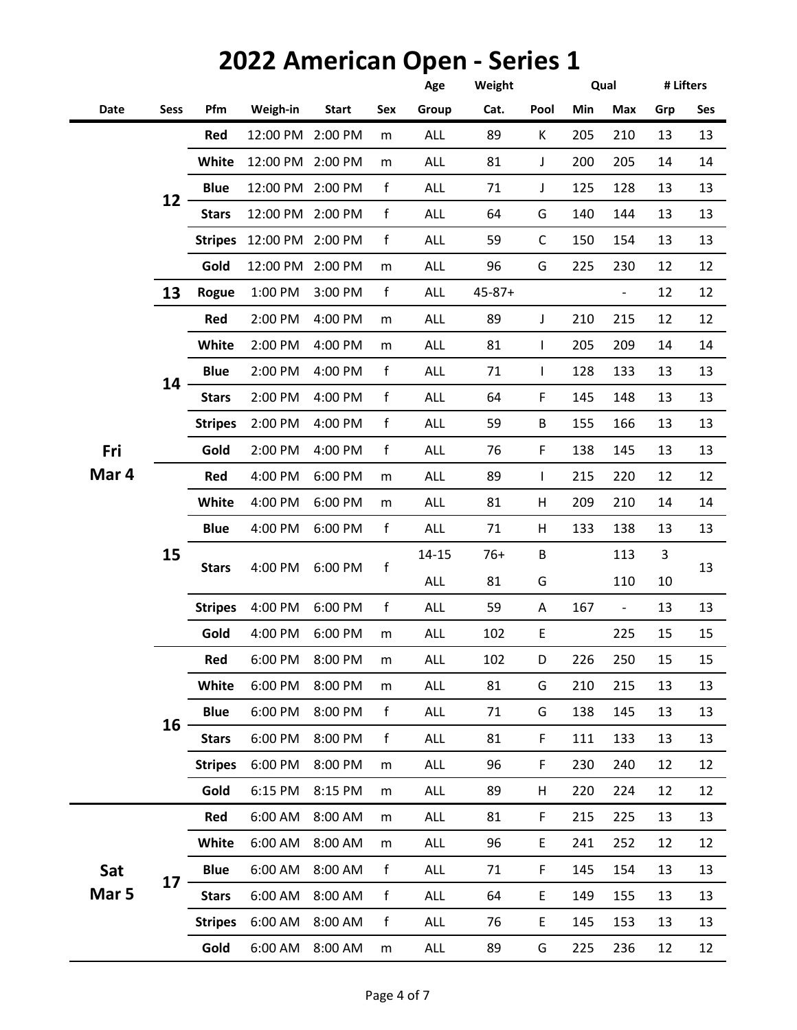# 2022 American Open - Series 1

| Date | Sess | Pfm | Weigh-in | Start | Sex | Age Group | Weight Cat. | Pool | Qual Min | Qual Max | # Lifters Grp | # Lifters Ses |
|---|---|---|---|---|---|---|---|---|---|---|---|---|
| Fri Mar 4 | 12 | Red | 12:00 PM | 2:00 PM | m | ALL | 89 | K | 205 | 210 | 13 | 13 |
| | | White | 12:00 PM | 2:00 PM | m | ALL | 81 | J | 200 | 205 | 14 | 14 |
| | | Blue | 12:00 PM | 2:00 PM | f | ALL | 71 | J | 125 | 128 | 13 | 13 |
| | | Stars | 12:00 PM | 2:00 PM | f | ALL | 64 | G | 140 | 144 | 13 | 13 |
| | | Stripes | 12:00 PM | 2:00 PM | f | ALL | 59 | C | 150 | 154 | 13 | 13 |
| | | Gold | 12:00 PM | 2:00 PM | m | ALL | 96 | G | 225 | 230 | 12 | 12 |
| | 13 | Rogue | 1:00 PM | 3:00 PM | f | ALL | 45-87+ | | | - | 12 | 12 |
| | 14 | Red | 2:00 PM | 4:00 PM | m | ALL | 89 | J | 210 | 215 | 12 | 12 |
| | | White | 2:00 PM | 4:00 PM | m | ALL | 81 | I | 205 | 209 | 14 | 14 |
| | | Blue | 2:00 PM | 4:00 PM | f | ALL | 71 | I | 128 | 133 | 13 | 13 |
| | | Stars | 2:00 PM | 4:00 PM | f | ALL | 64 | F | 145 | 148 | 13 | 13 |
| | | Stripes | 2:00 PM | 4:00 PM | f | ALL | 59 | B | 155 | 166 | 13 | 13 |
| | | Gold | 2:00 PM | 4:00 PM | f | ALL | 76 | F | 138 | 145 | 13 | 13 |
| | 15 | Red | 4:00 PM | 6:00 PM | m | ALL | 89 | I | 215 | 220 | 12 | 12 |
| | | White | 4:00 PM | 6:00 PM | m | ALL | 81 | H | 209 | 210 | 14 | 14 |
| | | Blue | 4:00 PM | 6:00 PM | f | ALL | 71 | H | 133 | 138 | 13 | 13 |
| | | Stars | 4:00 PM | 6:00 PM | f | 14-15 | 76+ | B | | 113 | 3 | 13 |
| | | | | | | ALL | 81 | G | | 110 | 10 | |
| | | Stripes | 4:00 PM | 6:00 PM | f | ALL | 59 | A | 167 | - | 13 | 13 |
| | | Gold | 4:00 PM | 6:00 PM | m | ALL | 102 | E | | 225 | 15 | 15 |
| | 16 | Red | 6:00 PM | 8:00 PM | m | ALL | 102 | D | 226 | 250 | 15 | 15 |
| | | White | 6:00 PM | 8:00 PM | m | ALL | 81 | G | 210 | 215 | 13 | 13 |
| | | Blue | 6:00 PM | 8:00 PM | f | ALL | 71 | G | 138 | 145 | 13 | 13 |
| | | Stars | 6:00 PM | 8:00 PM | f | ALL | 81 | F | 111 | 133 | 13 | 13 |
| | | Stripes | 6:00 PM | 8:00 PM | m | ALL | 96 | F | 230 | 240 | 12 | 12 |
| | | Gold | 6:15 PM | 8:15 PM | m | ALL | 89 | H | 220 | 224 | 12 | 12 |
| Sat Mar 5 | 17 | Red | 6:00 AM | 8:00 AM | m | ALL | 81 | F | 215 | 225 | 13 | 13 |
| | | White | 6:00 AM | 8:00 AM | m | ALL | 96 | E | 241 | 252 | 12 | 12 |
| | | Blue | 6:00 AM | 8:00 AM | f | ALL | 71 | F | 145 | 154 | 13 | 13 |
| | | Stars | 6:00 AM | 8:00 AM | f | ALL | 64 | E | 149 | 155 | 13 | 13 |
| | | Stripes | 6:00 AM | 8:00 AM | f | ALL | 76 | E | 145 | 153 | 13 | 13 |
| | | Gold | 6:00 AM | 8:00 AM | m | ALL | 89 | G | 225 | 236 | 12 | 12 |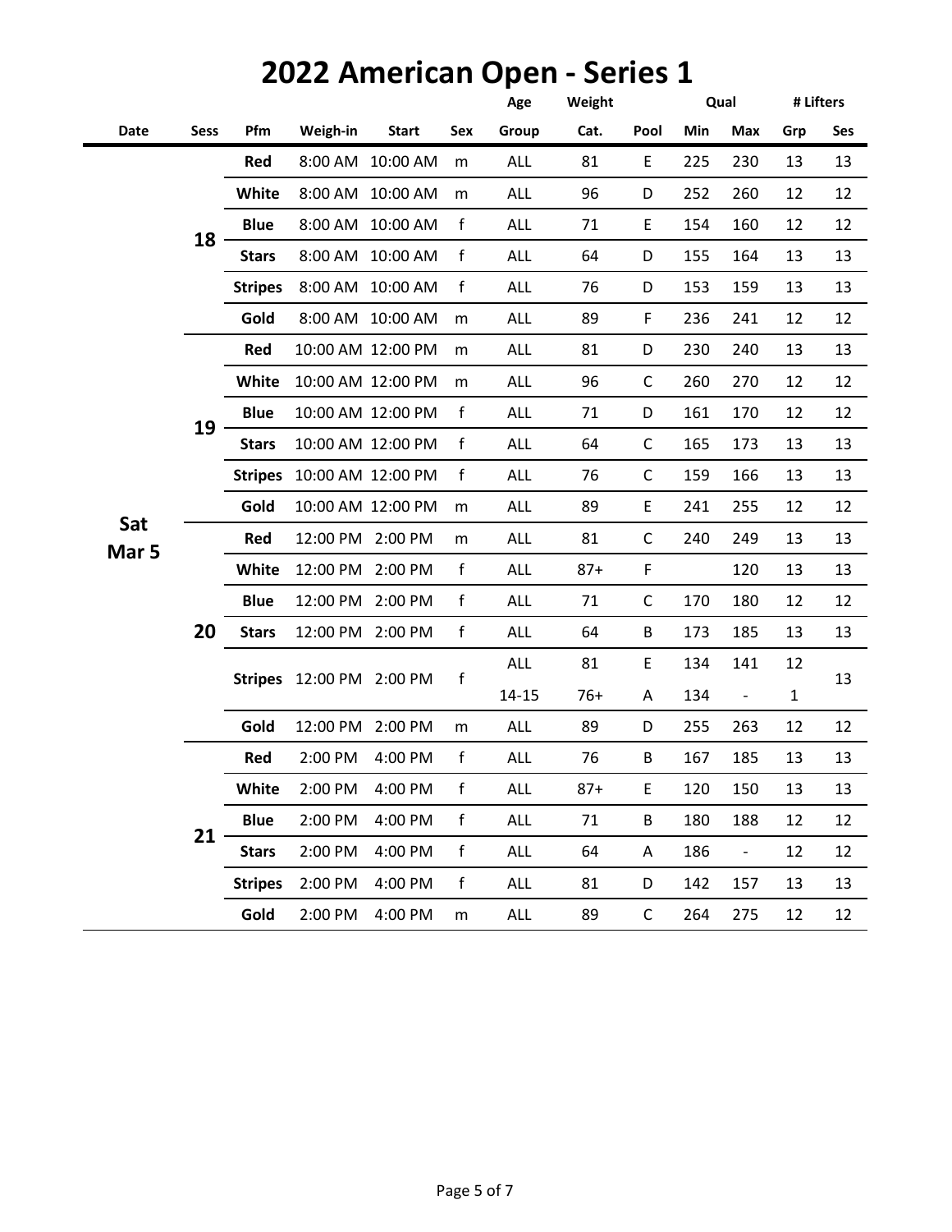# 2022 American Open - Series 1

| Date | Sess | Pfm | Weigh-in | Start | Sex | Age Group | Weight Cat. | Pool | Qual Min | Qual Max | # Lifters Grp | # Lifters Ses |
|---|---|---|---|---|---|---|---|---|---|---|---|---|
| Sat Mar 5 | 18 | Red | 8:00 AM | 10:00 AM | m | ALL | 81 | E | 225 | 230 | 13 | 13 |
| | | White | 8:00 AM | 10:00 AM | m | ALL | 96 | D | 252 | 260 | 12 | 12 |
| | | Blue | 8:00 AM | 10:00 AM | f | ALL | 71 | E | 154 | 160 | 12 | 12 |
| | | Stars | 8:00 AM | 10:00 AM | f | ALL | 64 | D | 155 | 164 | 13 | 13 |
| | | Stripes | 8:00 AM | 10:00 AM | f | ALL | 76 | D | 153 | 159 | 13 | 13 |
| | | Gold | 8:00 AM | 10:00 AM | m | ALL | 89 | F | 236 | 241 | 12 | 12 |
| | 19 | Red | 10:00 AM | 12:00 PM | m | ALL | 81 | D | 230 | 240 | 13 | 13 |
| | | White | 10:00 AM | 12:00 PM | m | ALL | 96 | C | 260 | 270 | 12 | 12 |
| | | Blue | 10:00 AM | 12:00 PM | f | ALL | 71 | D | 161 | 170 | 12 | 12 |
| | | Stars | 10:00 AM | 12:00 PM | f | ALL | 64 | C | 165 | 173 | 13 | 13 |
| | | Stripes | 10:00 AM | 12:00 PM | f | ALL | 76 | C | 159 | 166 | 13 | 13 |
| | | Gold | 10:00 AM | 12:00 PM | m | ALL | 89 | E | 241 | 255 | 12 | 12 |
| | 20 | Red | 12:00 PM | 2:00 PM | m | ALL | 81 | C | 240 | 249 | 13 | 13 |
| | | White | 12:00 PM | 2:00 PM | f | ALL | 87+ | F | | 120 | 13 | 13 |
| | | Blue | 12:00 PM | 2:00 PM | f | ALL | 71 | C | 170 | 180 | 12 | 12 |
| | | Stars | 12:00 PM | 2:00 PM | f | ALL | 64 | B | 173 | 185 | 13 | 13 |
| | | Stripes | 12:00 PM | 2:00 PM | f | ALL | 81 | E | 134 | 141 | 12 | 13 |
| | | | | | | 14-15 | 76+ | A | 134 | - | 1 | |
| | | Gold | 12:00 PM | 2:00 PM | m | ALL | 89 | D | 255 | 263 | 12 | 12 |
| | 21 | Red | 2:00 PM | 4:00 PM | f | ALL | 76 | B | 167 | 185 | 13 | 13 |
| | | White | 2:00 PM | 4:00 PM | f | ALL | 87+ | E | 120 | 150 | 13 | 13 |
| | | Blue | 2:00 PM | 4:00 PM | f | ALL | 71 | B | 180 | 188 | 12 | 12 |
| | | Stars | 2:00 PM | 4:00 PM | f | ALL | 64 | A | 186 | - | 12 | 12 |
| | | Stripes | 2:00 PM | 4:00 PM | f | ALL | 81 | D | 142 | 157 | 13 | 13 |
| | | Gold | 2:00 PM | 4:00 PM | m | ALL | 89 | C | 264 | 275 | 12 | 12 |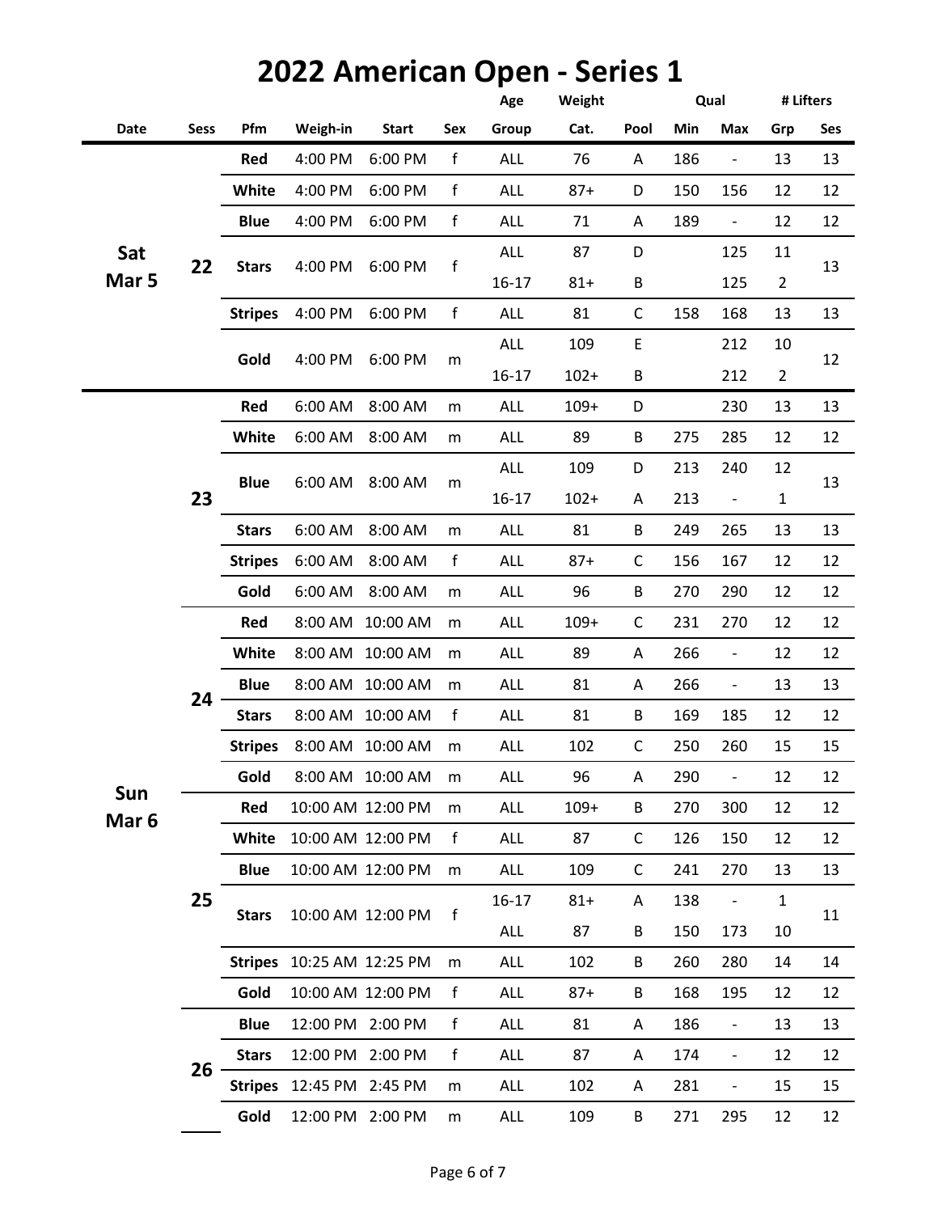# 2022 American Open - Series 1

| Date | Sess | Pfm | Weigh-in | Start | Sex | Age Group | Weight Cat. | Pool | Qual Min | Qual Max | # Lifters Grp | # Lifters Ses |
|---|---|---|---|---|---|---|---|---|---|---|---|---|
| Sat Mar 5 | 22 | Red | 4:00 PM | 6:00 PM | f | ALL | 76 | A | 186 | - | 13 | 13 |
| | | White | 4:00 PM | 6:00 PM | f | ALL | 87+ | D | 150 | 156 | 12 | 12 |
| | | Blue | 4:00 PM | 6:00 PM | f | ALL | 71 | A | 189 | - | 12 | 12 |
| | | Stars | 4:00 PM | 6:00 PM | f | ALL | 87 | D | | 125 | 11 | 13 |
| | | | | | | 16-17 | 81+ | B | | 125 | 2 | |
| | | Stripes | 4:00 PM | 6:00 PM | f | ALL | 81 | C | 158 | 168 | 13 | 13 |
| | | Gold | 4:00 PM | 6:00 PM | m | ALL | 109 | E | | 212 | 10 | 12 |
| | | | | | | 16-17 | 102+ | B | | 212 | 2 | |
| Sun Mar 6 | 23 | Red | 6:00 AM | 8:00 AM | m | ALL | 109+ | D | | 230 | 13 | 13 |
| | | White | 6:00 AM | 8:00 AM | m | ALL | 89 | B | 275 | 285 | 12 | 12 |
| | | Blue | 6:00 AM | 8:00 AM | m | ALL | 109 | D | 213 | 240 | 12 | 13 |
| | | | | | | 16-17 | 102+ | A | 213 | - | 1 | |
| | | Stars | 6:00 AM | 8:00 AM | m | ALL | 81 | B | 249 | 265 | 13 | 13 |
| | | Stripes | 6:00 AM | 8:00 AM | f | ALL | 87+ | C | 156 | 167 | 12 | 12 |
| | | Gold | 6:00 AM | 8:00 AM | m | ALL | 96 | B | 270 | 290 | 12 | 12 |
| | 24 | Red | 8:00 AM | 10:00 AM | m | ALL | 109+ | C | 231 | 270 | 12 | 12 |
| | | White | 8:00 AM | 10:00 AM | m | ALL | 89 | A | 266 | - | 12 | 12 |
| | | Blue | 8:00 AM | 10:00 AM | m | ALL | 81 | A | 266 | - | 13 | 13 |
| | | Stars | 8:00 AM | 10:00 AM | f | ALL | 81 | B | 169 | 185 | 12 | 12 |
| | | Stripes | 8:00 AM | 10:00 AM | m | ALL | 102 | C | 250 | 260 | 15 | 15 |
| | | Gold | 8:00 AM | 10:00 AM | m | ALL | 96 | A | 290 | - | 12 | 12 |
| | 25 | Red | 10:00 AM | 12:00 PM | m | ALL | 109+ | B | 270 | 300 | 12 | 12 |
| | | White | 10:00 AM | 12:00 PM | f | ALL | 87 | C | 126 | 150 | 12 | 12 |
| | | Blue | 10:00 AM | 12:00 PM | m | ALL | 109 | C | 241 | 270 | 13 | 13 |
| | | Stars | 10:00 AM | 12:00 PM | f | 16-17 | 81+ | A | 138 | - | 1 | 11 |
| | | | | | | ALL | 87 | B | 150 | 173 | 10 | |
| | | Stripes | 10:25 AM | 12:25 PM | m | ALL | 102 | B | 260 | 280 | 14 | 14 |
| | | Gold | 10:00 AM | 12:00 PM | f | ALL | 87+ | B | 168 | 195 | 12 | 12 |
| | 26 | Blue | 12:00 PM | 2:00 PM | f | ALL | 81 | A | 186 | - | 13 | 13 |
| | | Stars | 12:00 PM | 2:00 PM | f | ALL | 87 | A | 174 | - | 12 | 12 |
| | | Stripes | 12:45 PM | 2:45 PM | m | ALL | 102 | A | 281 | - | 15 | 15 |
| | | Gold | 12:00 PM | 2:00 PM | m | ALL | 109 | B | 271 | 295 | 12 | 12 |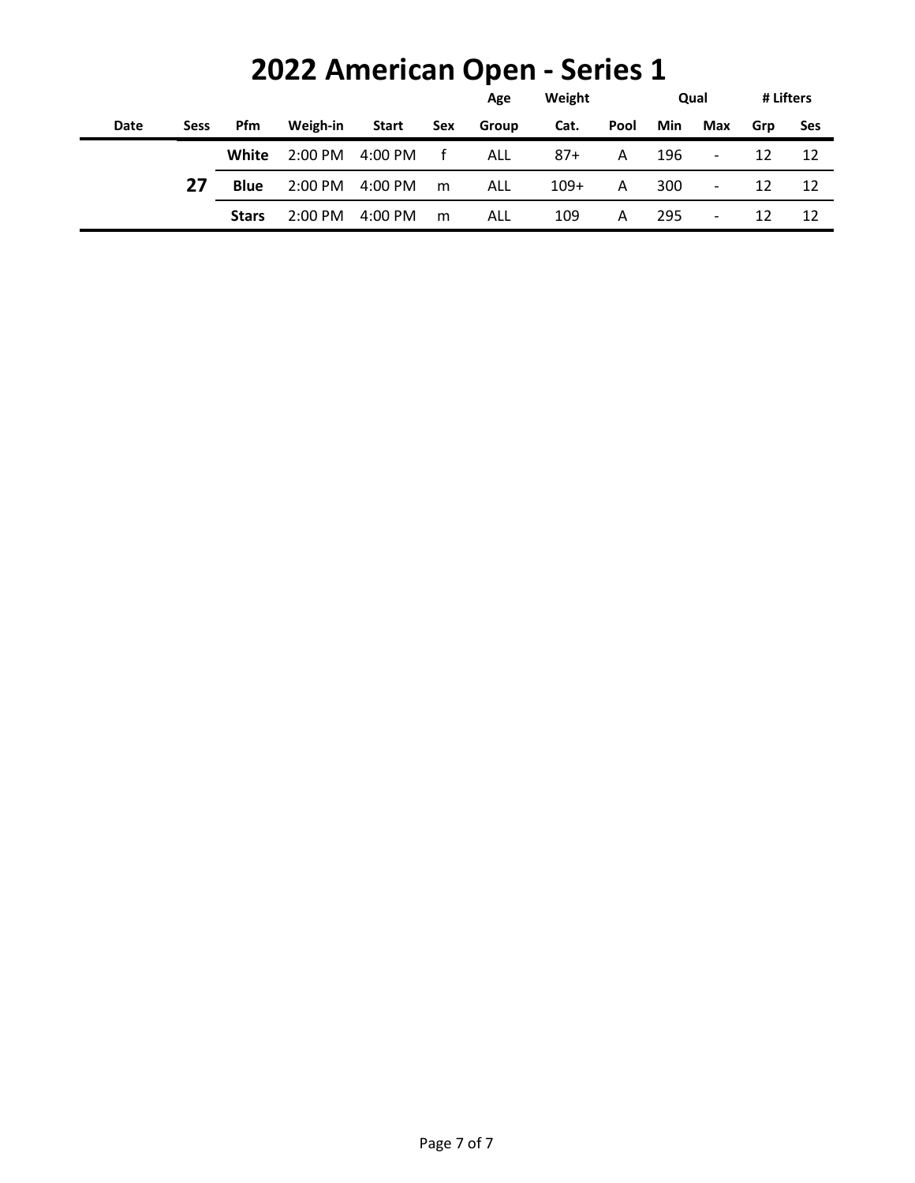# 2022 American Open - Series 1

| Date | Sess | Pfm | Weigh-in | Start | Sex | Age Group | Weight Cat. | Pool | Qual Min | Qual Max | # Lifters Grp | # Lifters Ses |
|---|---|---|---|---|---|---|---|---|---|---|---|---|
| | | **White** | 2:00 PM | 4:00 PM | f | ALL | 87+ | A | 196 | - | 12 | 12 |
| | **27** | **Blue** | 2:00 PM | 4:00 PM | m | ALL | 109+ | A | 300 | - | 12 | 12 |
| | | **Stars** | 2:00 PM | 4:00 PM | m | ALL | 109 | A | 295 | - | 12 | 12 |